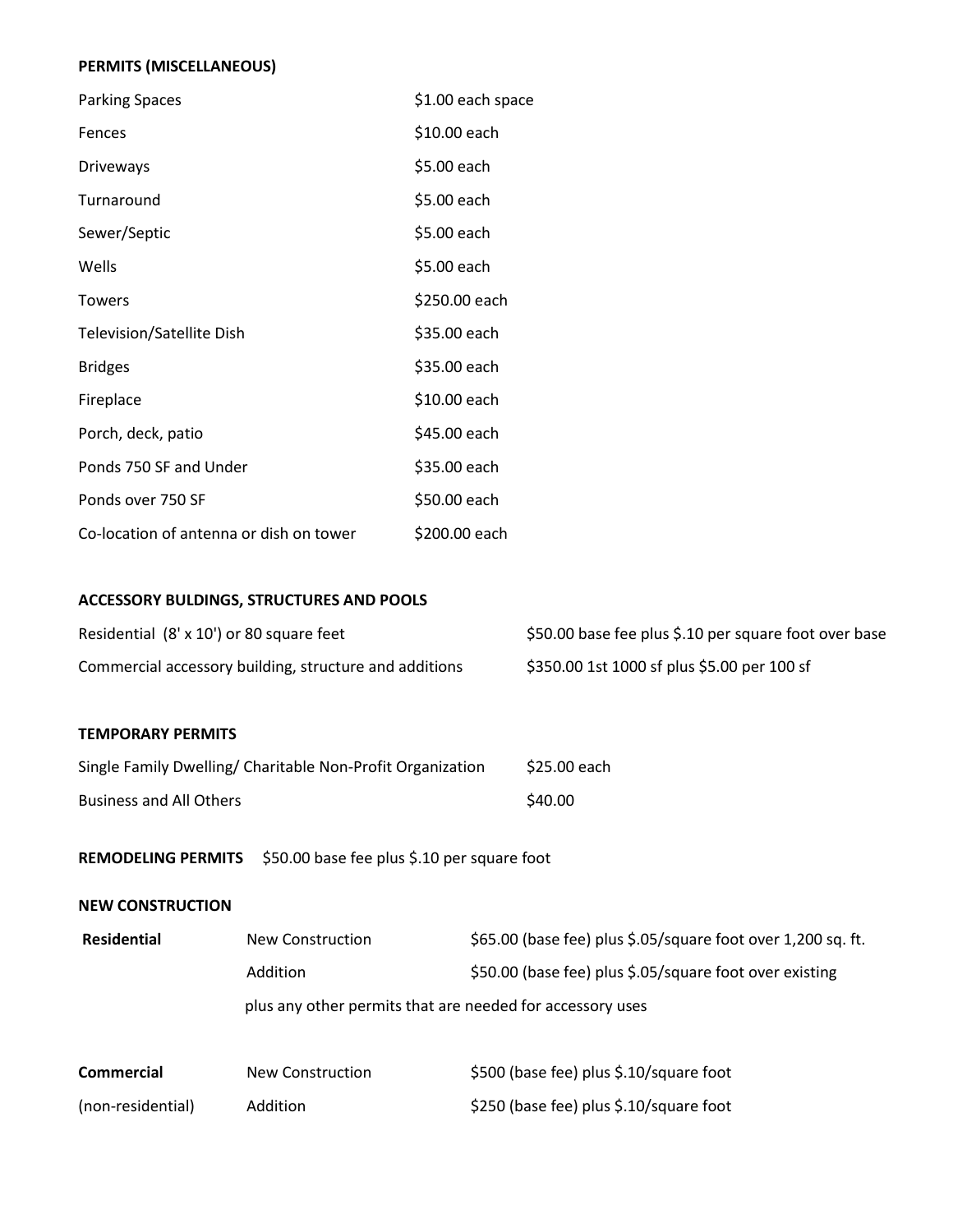**PERMITS (MISCELLANEOUS)**

| | |
|---|---|
| Parking Spaces | $1.00 each space |
| Fences | $10.00 each |
| Driveways | $5.00 each |
| Turnaround | $5.00 each |
| Sewer/Septic | $5.00 each |
| Wells | $5.00 each |
| Towers | $250.00 each |
| Television/Satellite Dish | $35.00 each |
| Bridges | $35.00 each |
| Fireplace | $10.00 each |
| Porch, deck, patio | $45.00 each |
| Ponds 750 SF and Under | $35.00 each |
| Ponds over 750 SF | $50.00 each |
| Co-location of antenna or dish on tower | $200.00 each |

**ACCESSORY BULDINGS, STRUCTURES AND POOLS**

| | |
|---|---|
| Residential (8' x 10') or 80 square feet | $50.00 base fee plus $.10 per square foot over base |
| Commercial accessory building, structure and additions | $350.00 1st 1000 sf plus $5.00 per 100 sf |

**TEMPORARY PERMITS**

| | |
|---|---|
| Single Family Dwelling/ Charitable Non-Profit Organization | $25.00 each |
| Business and All Others | $40.00 |

**REMODELING PERMITS** $50.00 base fee plus $.10 per square foot

**NEW CONSTRUCTION**

| | | |
|---|---|---|
| **Residential** | New Construction | $65.00 (base fee) plus $.05/square foot over 1,200 sq. ft. |
| | Addition | $50.00 (base fee) plus $.05/square foot over existing |
| | plus any other permits that are needed for accessory uses | |
| **Commercial** | New Construction | $500 (base fee) plus $.10/square foot |
| (non-residential) | Addition | $250 (base fee) plus $.10/square foot |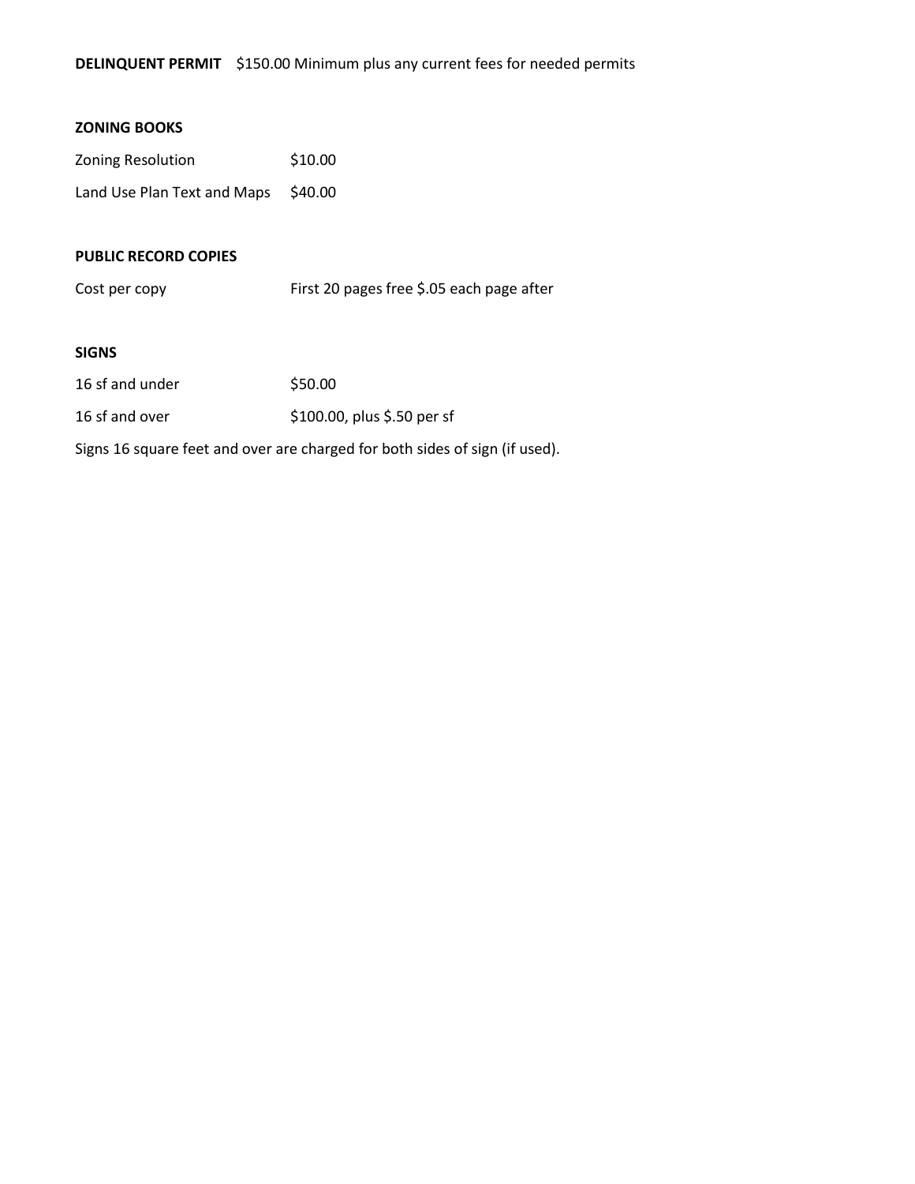**DELINQUENT PERMIT** $150.00 Minimum plus any current fees for needed permits

**ZONING BOOKS**

| | |
|---|---|
| Zoning Resolution | $10.00 |
| Land Use Plan Text and Maps | $40.00 |

**PUBLIC RECORD COPIES**

| | |
|---|---|
| Cost per copy | First 20 pages free $.05 each page after |

**SIGNS**

| | |
|---|---|
| 16 sf and under | $50.00 |
| 16 sf and over | $100.00, plus $.50 per sf |

Signs 16 square feet and over are charged for both sides of sign (if used).